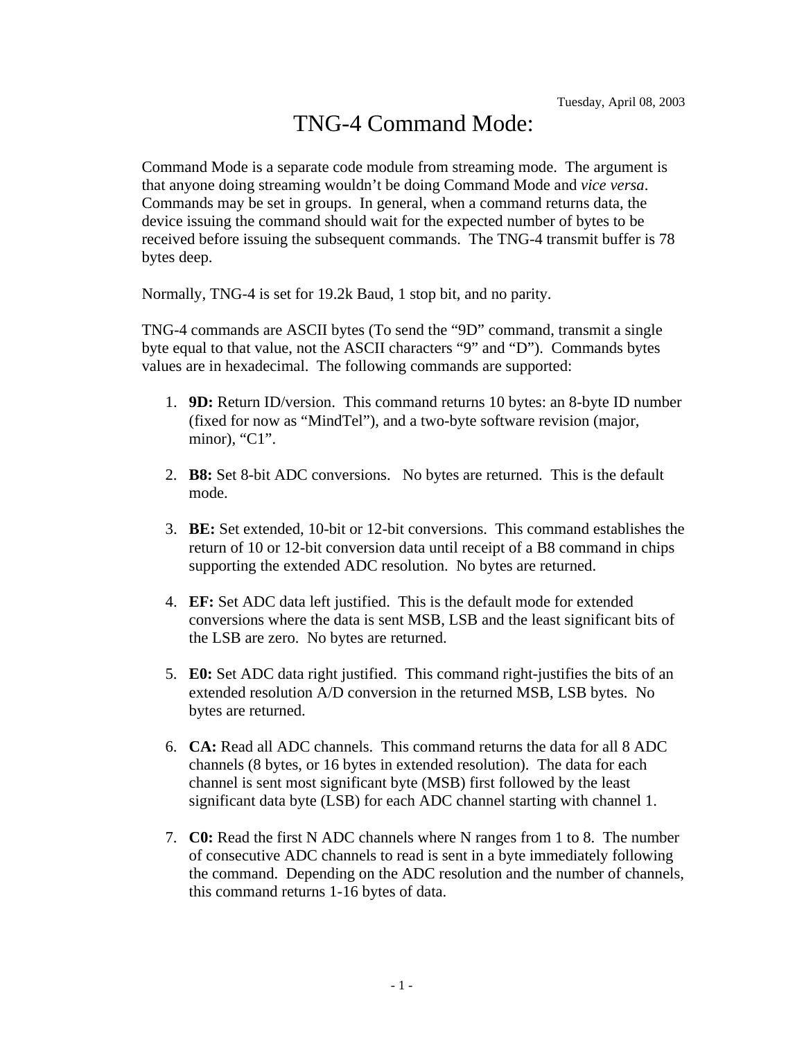Tuesday, April 08, 2003

# TNG-4 Command Mode:

Command Mode is a separate code module from streaming mode. The argument is that anyone doing streaming wouldn't be doing Command Mode and *vice versa*. Commands may be set in groups. In general, when a command returns data, the device issuing the command should wait for the expected number of bytes to be received before issuing the subsequent commands. The TNG-4 transmit buffer is 78 bytes deep.

Normally, TNG-4 is set for 19.2k Baud, 1 stop bit, and no parity.

TNG-4 commands are ASCII bytes (To send the "9D" command, transmit a single byte equal to that value, not the ASCII characters "9" and "D"). Commands bytes values are in hexadecimal. The following commands are supported:

1. **9D:** Return ID/version. This command returns 10 bytes: an 8-byte ID number (fixed for now as "MindTel"), and a two-byte software revision (major, minor), "C1".

2. **B8:** Set 8-bit ADC conversions. No bytes are returned. This is the default mode.

3. **BE:** Set extended, 10-bit or 12-bit conversions. This command establishes the return of 10 or 12-bit conversion data until receipt of a B8 command in chips supporting the extended ADC resolution. No bytes are returned.

4. **EF:** Set ADC data left justified. This is the default mode for extended conversions where the data is sent MSB, LSB and the least significant bits of the LSB are zero. No bytes are returned.

5. **E0:** Set ADC data right justified. This command right-justifies the bits of an extended resolution A/D conversion in the returned MSB, LSB bytes. No bytes are returned.

6. **CA:** Read all ADC channels. This command returns the data for all 8 ADC channels (8 bytes, or 16 bytes in extended resolution). The data for each channel is sent most significant byte (MSB) first followed by the least significant data byte (LSB) for each ADC channel starting with channel 1.

7. **C0:** Read the first N ADC channels where N ranges from 1 to 8. The number of consecutive ADC channels to read is sent in a byte immediately following the command. Depending on the ADC resolution and the number of channels, this command returns 1-16 bytes of data.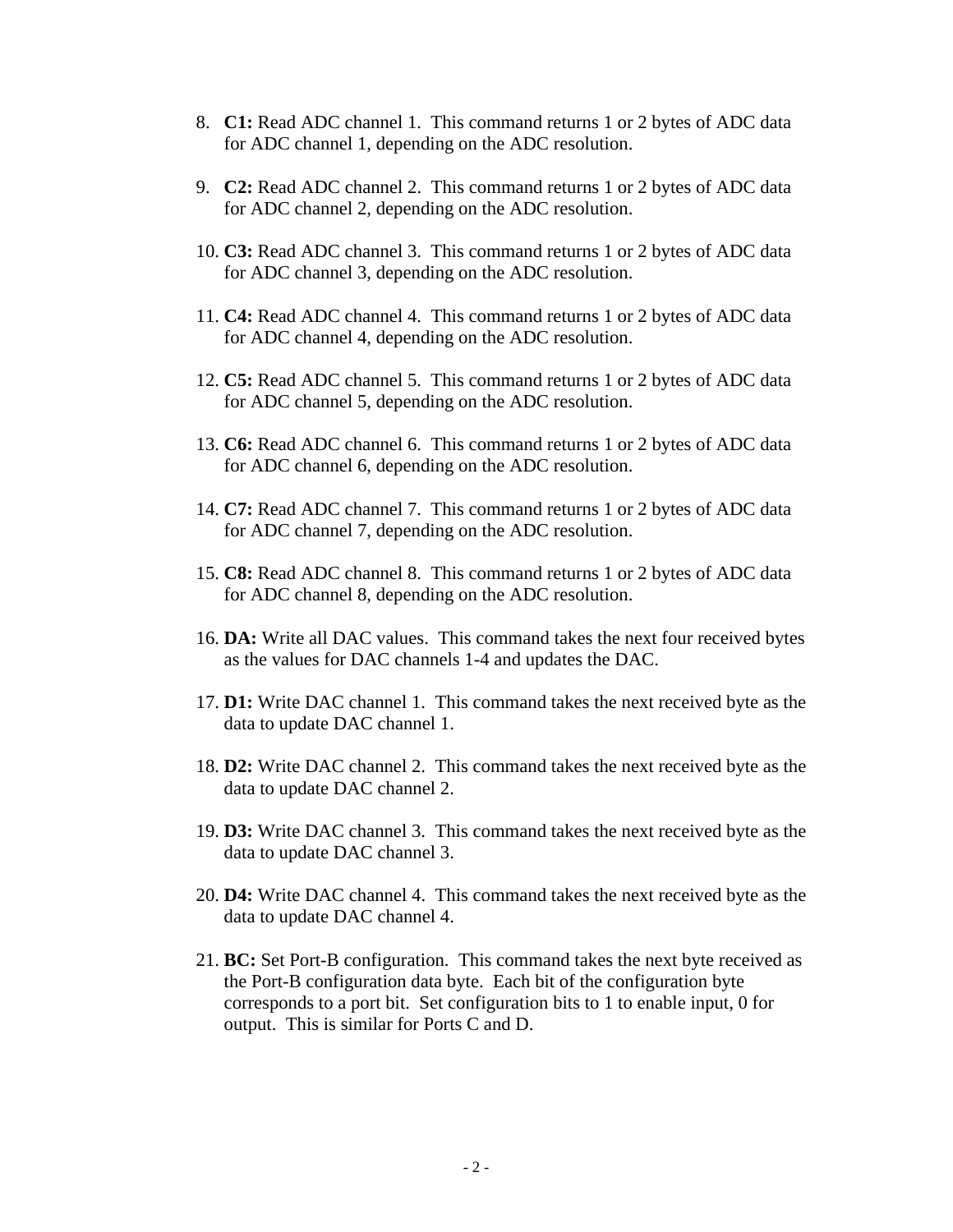8. **C1:** Read ADC channel 1. This command returns 1 or 2 bytes of ADC data for ADC channel 1, depending on the ADC resolution.

9. **C2:** Read ADC channel 2. This command returns 1 or 2 bytes of ADC data for ADC channel 2, depending on the ADC resolution.

10. **C3:** Read ADC channel 3. This command returns 1 or 2 bytes of ADC data for ADC channel 3, depending on the ADC resolution.

11. **C4:** Read ADC channel 4. This command returns 1 or 2 bytes of ADC data for ADC channel 4, depending on the ADC resolution.

12. **C5:** Read ADC channel 5. This command returns 1 or 2 bytes of ADC data for ADC channel 5, depending on the ADC resolution.

13. **C6:** Read ADC channel 6. This command returns 1 or 2 bytes of ADC data for ADC channel 6, depending on the ADC resolution.

14. **C7:** Read ADC channel 7. This command returns 1 or 2 bytes of ADC data for ADC channel 7, depending on the ADC resolution.

15. **C8:** Read ADC channel 8. This command returns 1 or 2 bytes of ADC data for ADC channel 8, depending on the ADC resolution.

16. **DA:** Write all DAC values. This command takes the next four received bytes as the values for DAC channels 1-4 and updates the DAC.

17. **D1:** Write DAC channel 1. This command takes the next received byte as the data to update DAC channel 1.

18. **D2:** Write DAC channel 2. This command takes the next received byte as the data to update DAC channel 2.

19. **D3:** Write DAC channel 3. This command takes the next received byte as the data to update DAC channel 3.

20. **D4:** Write DAC channel 4. This command takes the next received byte as the data to update DAC channel 4.

21. **BC:** Set Port-B configuration. This command takes the next byte received as the Port-B configuration data byte. Each bit of the configuration byte corresponds to a port bit. Set configuration bits to 1 to enable input, 0 for output. This is similar for Ports C and D.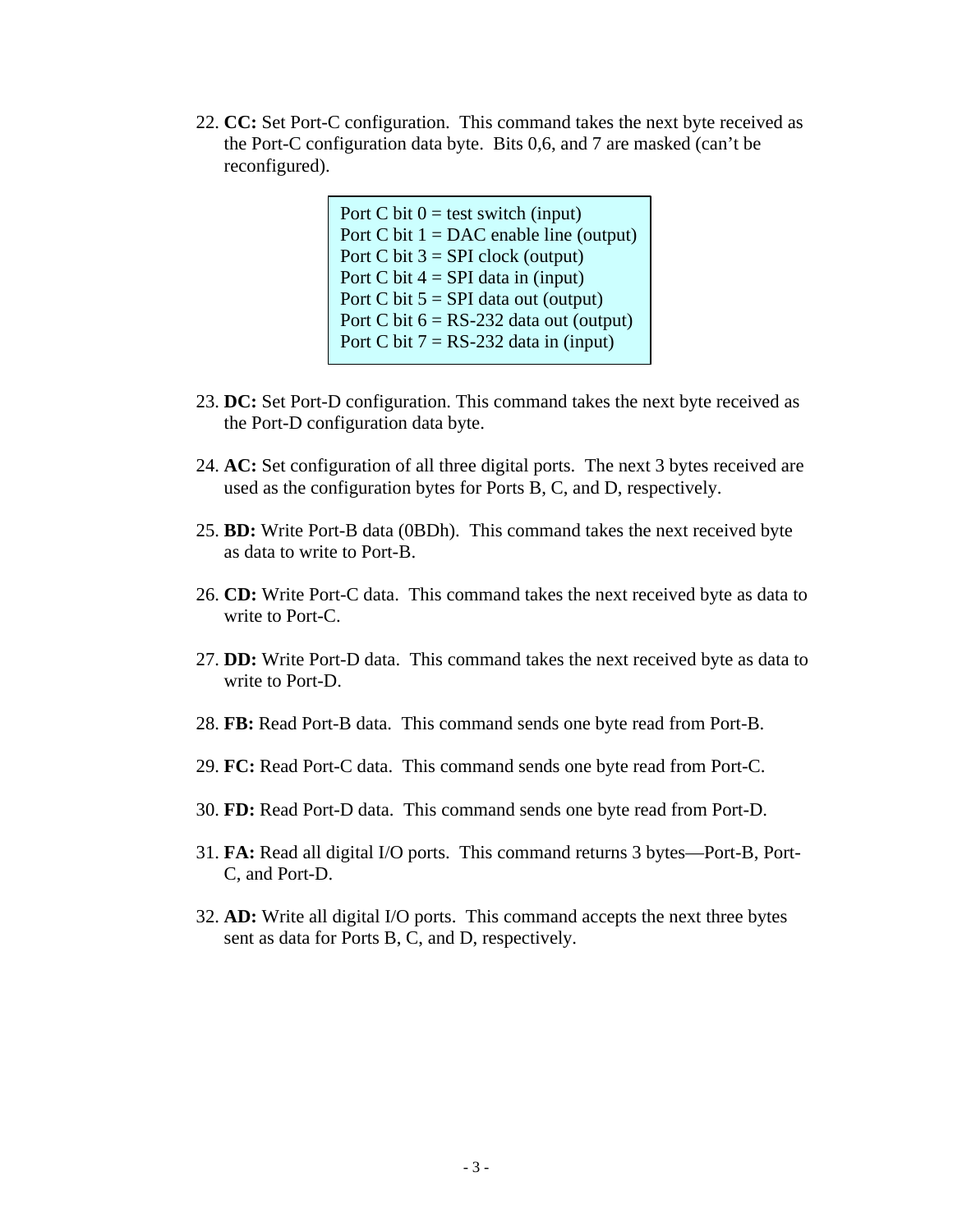22. **CC:** Set Port-C configuration. This command takes the next byte received as the Port-C configuration data byte. Bits 0,6, and 7 are masked (can't be reconfigured).

    Port C bit 0 = test switch (input)
    Port C bit 1 = DAC enable line (output)
    Port C bit 3 = SPI clock (output)
    Port C bit 4 = SPI data in (input)
    Port C bit 5 = SPI data out (output)
    Port C bit 6 = RS-232 data out (output)
    Port C bit 7 = RS-232 data in (input)

23. **DC:** Set Port-D configuration. This command takes the next byte received as the Port-D configuration data byte.

24. **AC:** Set configuration of all three digital ports. The next 3 bytes received are used as the configuration bytes for Ports B, C, and D, respectively.

25. **BD:** Write Port-B data (0BDh). This command takes the next received byte as data to write to Port-B.

26. **CD:** Write Port-C data. This command takes the next received byte as data to write to Port-C.

27. **DD:** Write Port-D data. This command takes the next received byte as data to write to Port-D.

28. **FB:** Read Port-B data. This command sends one byte read from Port-B.

29. **FC:** Read Port-C data. This command sends one byte read from Port-C.

30. **FD:** Read Port-D data. This command sends one byte read from Port-D.

31. **FA:** Read all digital I/O ports. This command returns 3 bytes—Port-B, Port-C, and Port-D.

32. **AD:** Write all digital I/O ports. This command accepts the next three bytes sent as data for Ports B, C, and D, respectively.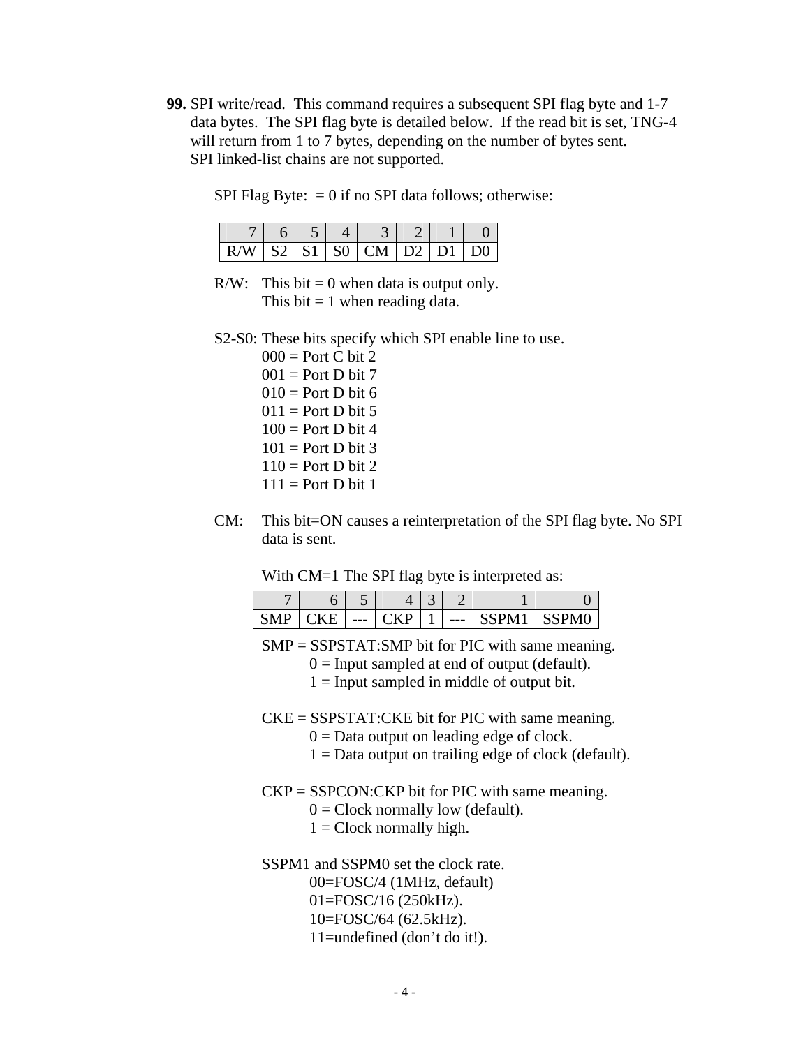**99.** SPI write/read. This command requires a subsequent SPI flag byte and 1-7 data bytes. The SPI flag byte is detailed below. If the read bit is set, TNG-4 will return from 1 to 7 bytes, depending on the number of bytes sent. SPI linked-list chains are not supported.

SPI Flag Byte: = 0 if no SPI data follows; otherwise:

| 7 | 6 | 5 | 4 | 3 | 2 | 1 | 0 |
|---|---|---|---|---|---|---|---|
| R/W | S2 | S1 | S0 | CM | D2 | D1 | D0 |

R/W: This bit = 0 when data is output only.
This bit = 1 when reading data.

S2-S0: These bits specify which SPI enable line to use.
- 000 = Port C bit 2
- 001 = Port D bit 7
- 010 = Port D bit 6
- 011 = Port D bit 5
- 100 = Port D bit 4
- 101 = Port D bit 3
- 110 = Port D bit 2
- 111 = Port D bit 1

CM: This bit=ON causes a reinterpretation of the SPI flag byte. No SPI data is sent.

With CM=1 The SPI flag byte is interpreted as:

| 7 | 6 | 5 | 4 | 3 | 2 | 1 | 0 |
|---|---|---|---|---|---|---|---|
| SMP | CKE | --- | CKP | 1 | --- | SSPM1 | SSPM0 |

SMP = SSPSTAT:SMP bit for PIC with same meaning.
- 0 = Input sampled at end of output (default).
- 1 = Input sampled in middle of output bit.

CKE = SSPSTAT:CKE bit for PIC with same meaning.
- 0 = Data output on leading edge of clock.
- 1 = Data output on trailing edge of clock (default).

CKP = SSPCON:CKP bit for PIC with same meaning.
- 0 = Clock normally low (default).
- 1 = Clock normally high.

SSPM1 and SSPM0 set the clock rate.
- 00=FOSC/4 (1MHz, default)
- 01=FOSC/16 (250kHz).
- 10=FOSC/64 (62.5kHz).
- 11=undefined (don't do it!).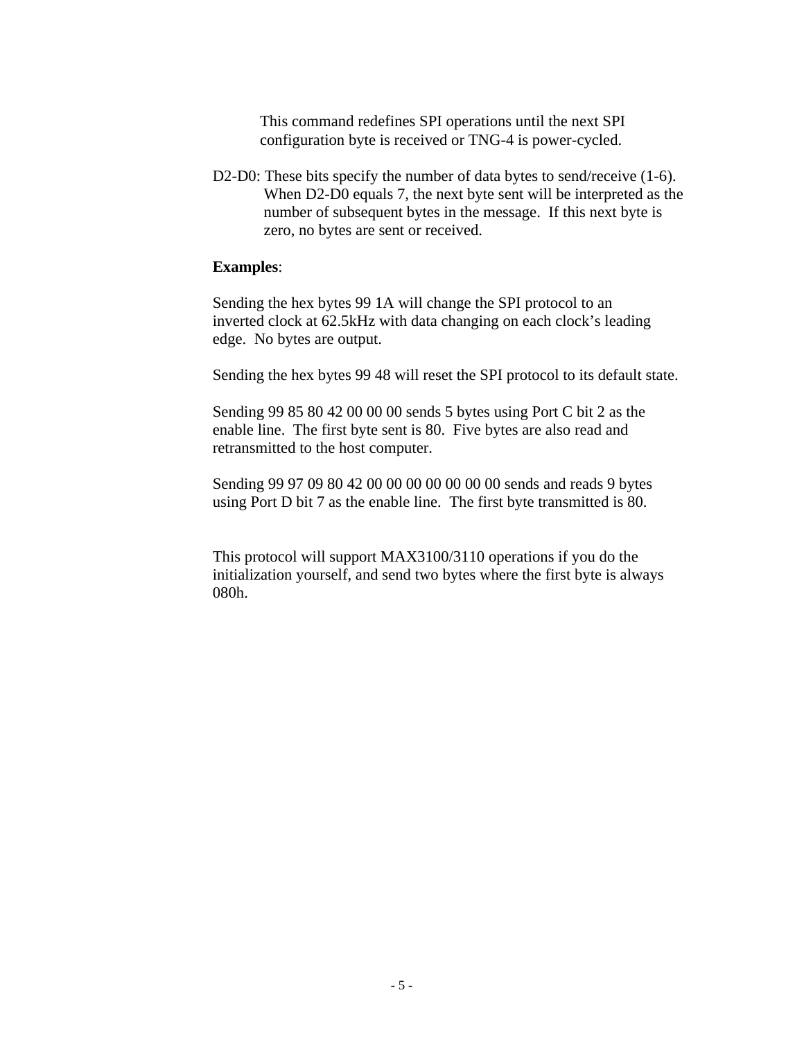This command redefines SPI operations until the next SPI configuration byte is received or TNG-4 is power-cycled.

D2-D0: These bits specify the number of data bytes to send/receive (1-6). When D2-D0 equals 7, the next byte sent will be interpreted as the number of subsequent bytes in the message. If this next byte is zero, no bytes are sent or received.

**Examples**:

Sending the hex bytes 99 1A will change the SPI protocol to an inverted clock at 62.5kHz with data changing on each clock's leading edge. No bytes are output.

Sending the hex bytes 99 48 will reset the SPI protocol to its default state.

Sending 99 85 80 42 00 00 00 sends 5 bytes using Port C bit 2 as the enable line. The first byte sent is 80. Five bytes are also read and retransmitted to the host computer.

Sending 99 97 09 80 42 00 00 00 00 00 00 00 sends and reads 9 bytes using Port D bit 7 as the enable line. The first byte transmitted is 80.

This protocol will support MAX3100/3110 operations if you do the initialization yourself, and send two bytes where the first byte is always 080h.